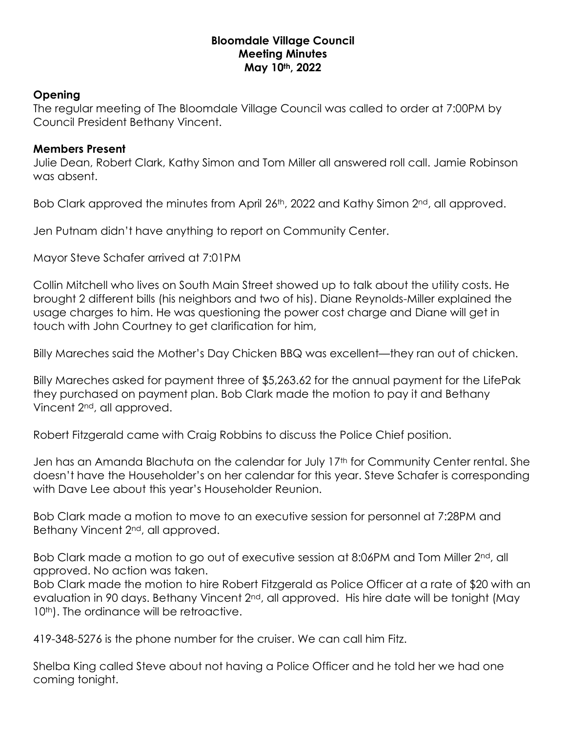# Bloomdale Village Council
## Meeting Minutes
### May 10th, 2022

## Opening

The regular meeting of The Bloomdale Village Council was called to order at 7:00PM by Council President Bethany Vincent.

## Members Present

Julie Dean, Robert Clark, Kathy Simon and Tom Miller all answered roll call. Jamie Robinson was absent.

Bob Clark approved the minutes from April 26th, 2022 and Kathy Simon 2nd, all approved.

Jen Putnam didn't have anything to report on Community Center.

Mayor Steve Schafer arrived at 7:01PM

Collin Mitchell who lives on South Main Street showed up to talk about the utility costs. He brought 2 different bills (his neighbors and two of his). Diane Reynolds-Miller explained the usage charges to him. He was questioning the power cost charge and Diane will get in touch with John Courtney to get clarification for him,

Billy Mareches said the Mother's Day Chicken BBQ was excellent—they ran out of chicken.

Billy Mareches asked for payment three of $5,263.62 for the annual payment for the LifePak they purchased on payment plan. Bob Clark made the motion to pay it and Bethany Vincent 2nd, all approved.

Robert Fitzgerald came with Craig Robbins to discuss the Police Chief position.

Jen has an Amanda Blachuta on the calendar for July 17th for Community Center rental. She doesn't have the Householder's on her calendar for this year. Steve Schafer is corresponding with Dave Lee about this year's Householder Reunion.

Bob Clark made a motion to move to an executive session for personnel at 7:28PM and Bethany Vincent 2nd, all approved.

Bob Clark made a motion to go out of executive session at 8:06PM and Tom Miller 2nd, all approved. No action was taken.

Bob Clark made the motion to hire Robert Fitzgerald as Police Officer at a rate of $20 with an evaluation in 90 days. Bethany Vincent 2nd, all approved. His hire date will be tonight (May 10th). The ordinance will be retroactive.

419-348-5276 is the phone number for the cruiser. We can call him Fitz.

Shelba King called Steve about not having a Police Officer and he told her we had one coming tonight.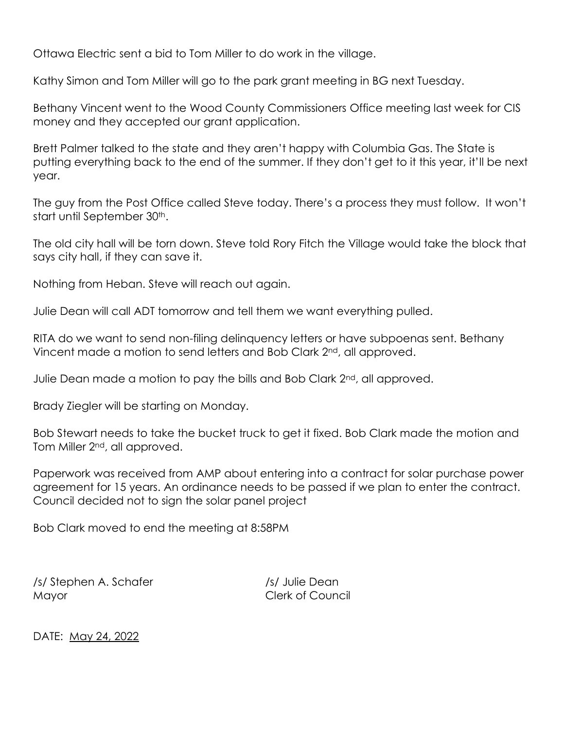Ottawa Electric sent a bid to Tom Miller to do work in the village.

Kathy Simon and Tom Miller will go to the park grant meeting in BG next Tuesday.

Bethany Vincent went to the Wood County Commissioners Office meeting last week for CIS money and they accepted our grant application.

Brett Palmer talked to the state and they aren't happy with Columbia Gas. The State is putting everything back to the end of the summer. If they don't get to it this year, it'll be next year.

The guy from the Post Office called Steve today. There's a process they must follow. It won't start until September 30th.

The old city hall will be torn down. Steve told Rory Fitch the Village would take the block that says city hall, if they can save it.

Nothing from Heban. Steve will reach out again.

Julie Dean will call ADT tomorrow and tell them we want everything pulled.

RITA do we want to send non-filing delinquency letters or have subpoenas sent. Bethany Vincent made a motion to send letters and Bob Clark 2nd, all approved.

Julie Dean made a motion to pay the bills and Bob Clark 2nd, all approved.

Brady Ziegler will be starting on Monday.

Bob Stewart needs to take the bucket truck to get it fixed. Bob Clark made the motion and Tom Miller 2nd, all approved.

Paperwork was received from AMP about entering into a contract for solar purchase power agreement for 15 years. An ordinance needs to be passed if we plan to enter the contract. Council decided not to sign the solar panel project

Bob Clark moved to end the meeting at 8:58PM

/s/ Stephen A. Schafer
Mayor

/s/ Julie Dean
Clerk of Council

DATE: May 24, 2022